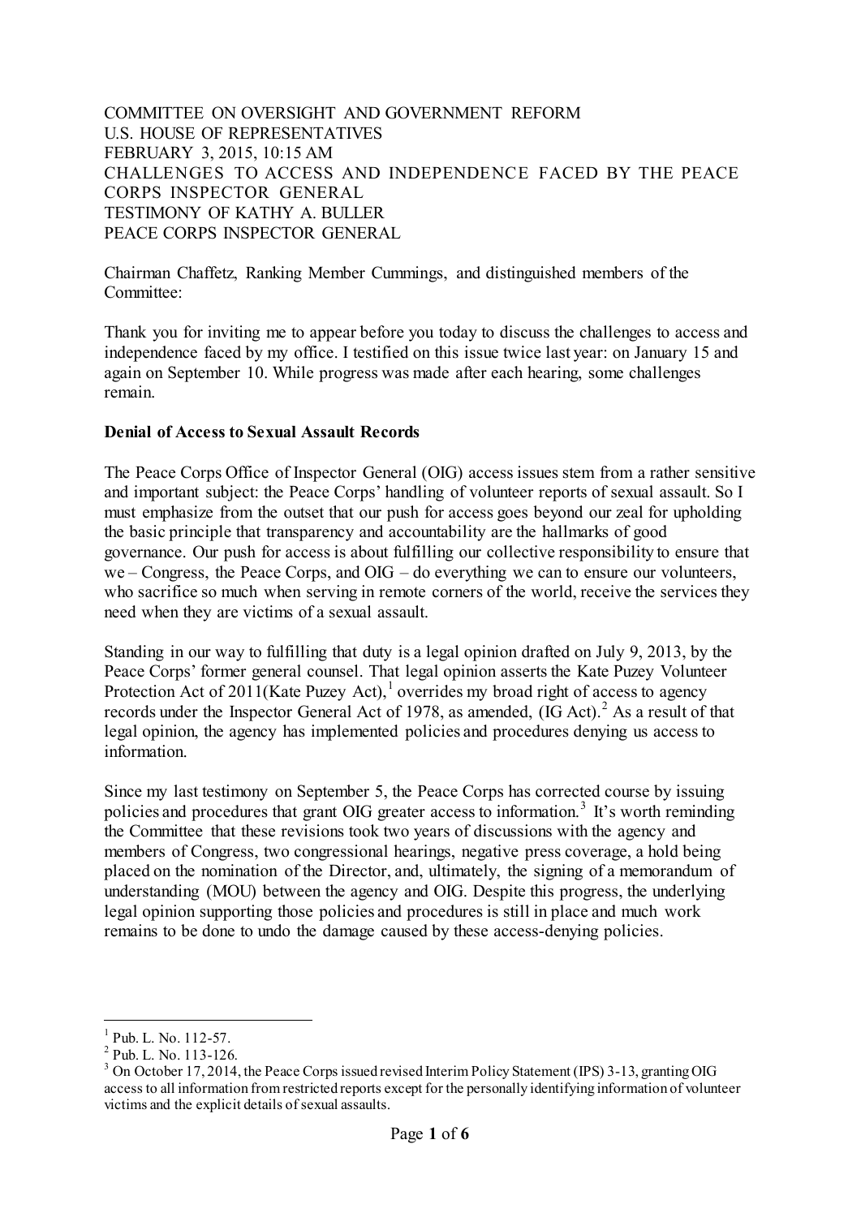COMMITTEE ON OVERSIGHT AND GOVERNMENT REFORM
U.S. HOUSE OF REPRESENTATIVES
FEBRUARY 3, 2015, 10:15 AM
CHALLENGES TO ACCESS AND INDEPENDENCE FACED BY THE PEACE CORPS INSPECTOR GENERAL
TESTIMONY OF KATHY A. BULLER
PEACE CORPS INSPECTOR GENERAL

Chairman Chaffetz, Ranking Member Cummings, and distinguished members of the Committee:

Thank you for inviting me to appear before you today to discuss the challenges to access and independence faced by my office. I testified on this issue twice last year: on January 15 and again on September 10. While progress was made after each hearing, some challenges remain.

**Denial of Access to Sexual Assault Records**

The Peace Corps Office of Inspector General (OIG) access issues stem from a rather sensitive and important subject: the Peace Corps' handling of volunteer reports of sexual assault. So I must emphasize from the outset that our push for access goes beyond our zeal for upholding the basic principle that transparency and accountability are the hallmarks of good governance. Our push for access is about fulfilling our collective responsibility to ensure that we – Congress, the Peace Corps, and OIG – do everything we can to ensure our volunteers, who sacrifice so much when serving in remote corners of the world, receive the services they need when they are victims of a sexual assault.

Standing in our way to fulfilling that duty is a legal opinion drafted on July 9, 2013, by the Peace Corps' former general counsel. That legal opinion asserts the Kate Puzey Volunteer Protection Act of 2011(Kate Puzey Act),[1] overrides my broad right of access to agency records under the Inspector General Act of 1978, as amended, (IG Act).[2] As a result of that legal opinion, the agency has implemented policies and procedures denying us access to information.

Since my last testimony on September 5, the Peace Corps has corrected course by issuing policies and procedures that grant OIG greater access to information.[3] It's worth reminding the Committee that these revisions took two years of discussions with the agency and members of Congress, two congressional hearings, negative press coverage, a hold being placed on the nomination of the Director, and, ultimately, the signing of a memorandum of understanding (MOU) between the agency and OIG. Despite this progress, the underlying legal opinion supporting those policies and procedures is still in place and much work remains to be done to undo the damage caused by these access-denying policies.

---

[1] Pub. L. No. 112-57.

[2] Pub. L. No. 113-126.

[3] On October 17, 2014, the Peace Corps issued revised Interim Policy Statement (IPS) 3-13, granting OIG access to all information from restricted reports except for the personally identifying information of volunteer victims and the explicit details of sexual assaults.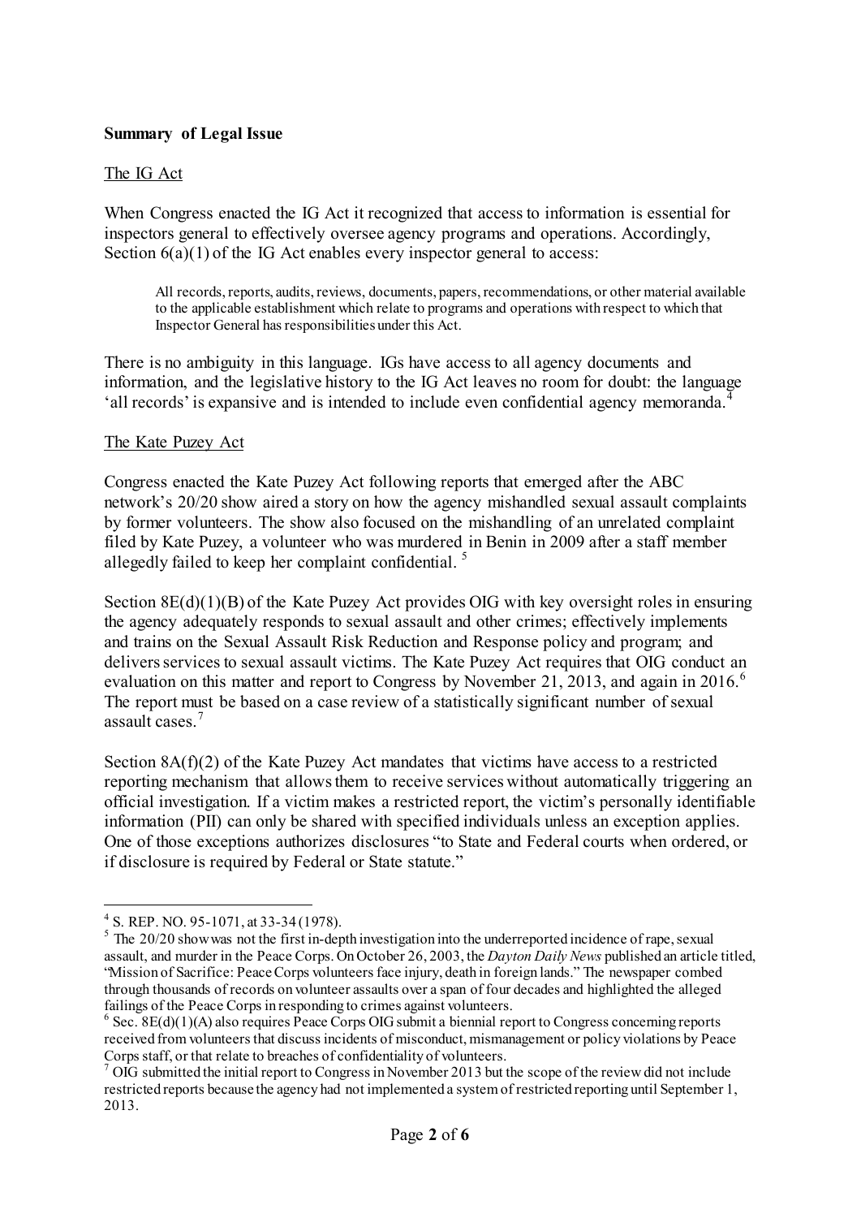**Summary of Legal Issue**

The IG Act

When Congress enacted the IG Act it recognized that access to information is essential for inspectors general to effectively oversee agency programs and operations. Accordingly, Section 6(a)(1) of the IG Act enables every inspector general to access:

> All records, reports, audits, reviews, documents, papers, recommendations, or other material available to the applicable establishment which relate to programs and operations with respect to which that Inspector General has responsibilities under this Act.

There is no ambiguity in this language. IGs have access to all agency documents and information, and the legislative history to the IG Act leaves no room for doubt: the language 'all records' is expansive and is intended to include even confidential agency memoranda.[4]

The Kate Puzey Act

Congress enacted the Kate Puzey Act following reports that emerged after the ABC network's 20/20 show aired a story on how the agency mishandled sexual assault complaints by former volunteers. The show also focused on the mishandling of an unrelated complaint filed by Kate Puzey, a volunteer who was murdered in Benin in 2009 after a staff member allegedly failed to keep her complaint confidential.[5]

Section 8E(d)(1)(B) of the Kate Puzey Act provides OIG with key oversight roles in ensuring the agency adequately responds to sexual assault and other crimes; effectively implements and trains on the Sexual Assault Risk Reduction and Response policy and program; and delivers services to sexual assault victims. The Kate Puzey Act requires that OIG conduct an evaluation on this matter and report to Congress by November 21, 2013, and again in 2016.[6] The report must be based on a case review of a statistically significant number of sexual assault cases.[7]

Section 8A(f)(2) of the Kate Puzey Act mandates that victims have access to a restricted reporting mechanism that allows them to receive services without automatically triggering an official investigation. If a victim makes a restricted report, the victim's personally identifiable information (PII) can only be shared with specified individuals unless an exception applies. One of those exceptions authorizes disclosures "to State and Federal courts when ordered, or if disclosure is required by Federal or State statute."

---

[4] S. REP. NO. 95-1071, at 33-34 (1978).

[5] The 20/20 show was not the first in-depth investigation into the underreported incidence of rape, sexual assault, and murder in the Peace Corps. On October 26, 2003, the *Dayton Daily News* published an article titled, "Mission of Sacrifice: Peace Corps volunteers face injury, death in foreign lands." The newspaper combed through thousands of records on volunteer assaults over a span of four decades and highlighted the alleged failings of the Peace Corps in responding to crimes against volunteers.

[6] Sec. 8E(d)(1)(A) also requires Peace Corps OIG submit a biennial report to Congress concerning reports received from volunteers that discuss incidents of misconduct, mismanagement or policy violations by Peace Corps staff, or that relate to breaches of confidentiality of volunteers.

[7] OIG submitted the initial report to Congress in November 2013 but the scope of the review did not include restricted reports because the agency had not implemented a system of restricted reporting until September 1, 2013.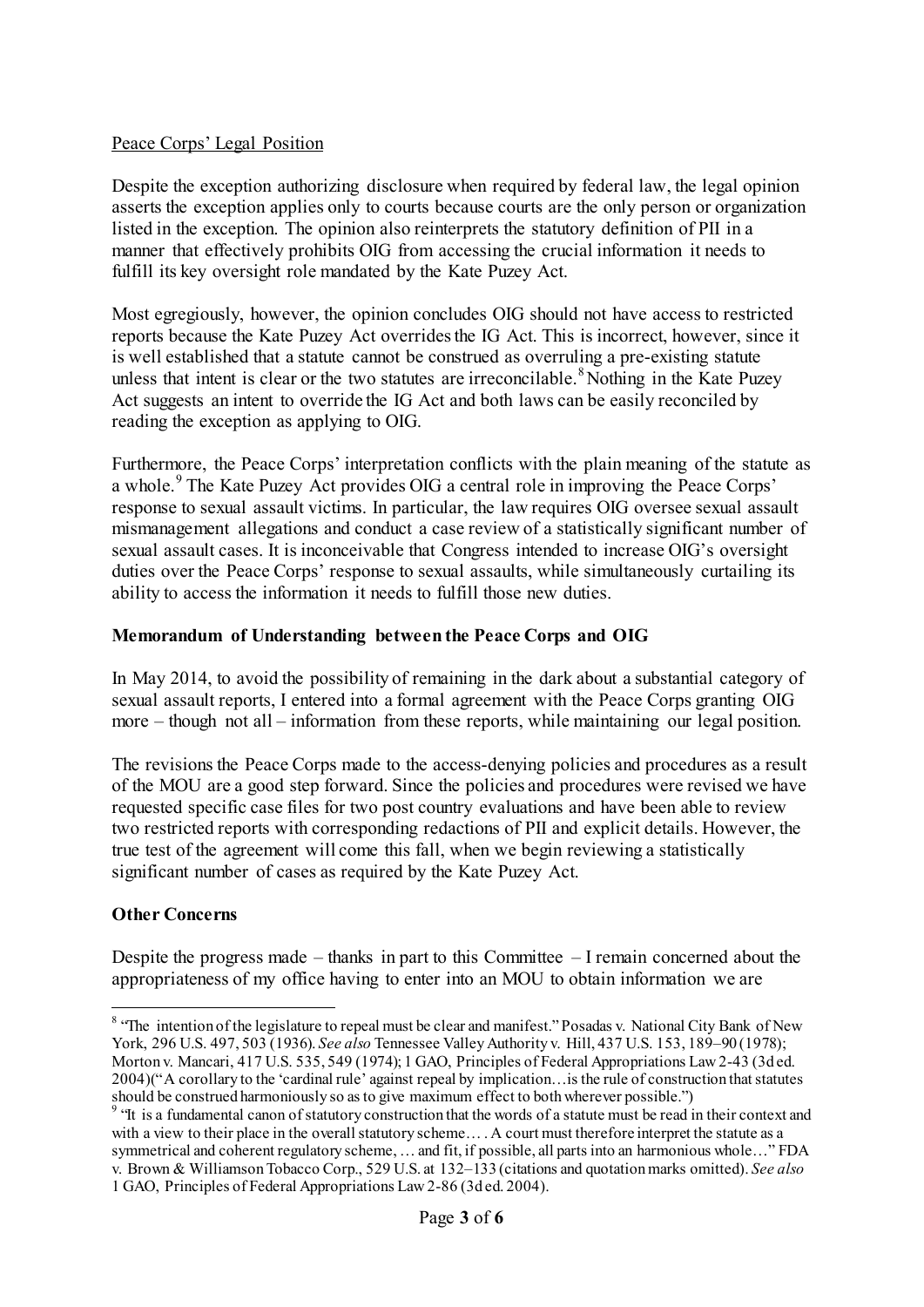Peace Corps' Legal Position

Despite the exception authorizing disclosure when required by federal law, the legal opinion asserts the exception applies only to courts because courts are the only person or organization listed in the exception. The opinion also reinterprets the statutory definition of PII in a manner that effectively prohibits OIG from accessing the crucial information it needs to fulfill its key oversight role mandated by the Kate Puzey Act.

Most egregiously, however, the opinion concludes OIG should not have access to restricted reports because the Kate Puzey Act overrides the IG Act. This is incorrect, however, since it is well established that a statute cannot be construed as overruling a pre-existing statute unless that intent is clear or the two statutes are irreconcilable.[8] Nothing in the Kate Puzey Act suggests an intent to override the IG Act and both laws can be easily reconciled by reading the exception as applying to OIG.

Furthermore, the Peace Corps' interpretation conflicts with the plain meaning of the statute as a whole.[9] The Kate Puzey Act provides OIG a central role in improving the Peace Corps' response to sexual assault victims. In particular, the law requires OIG oversee sexual assault mismanagement allegations and conduct a case review of a statistically significant number of sexual assault cases. It is inconceivable that Congress intended to increase OIG's oversight duties over the Peace Corps' response to sexual assaults, while simultaneously curtailing its ability to access the information it needs to fulfill those new duties.

**Memorandum of Understanding between the Peace Corps and OIG**

In May 2014, to avoid the possibility of remaining in the dark about a substantial category of sexual assault reports, I entered into a formal agreement with the Peace Corps granting OIG more – though not all – information from these reports, while maintaining our legal position.

The revisions the Peace Corps made to the access-denying policies and procedures as a result of the MOU are a good step forward. Since the policies and procedures were revised we have requested specific case files for two post country evaluations and have been able to review two restricted reports with corresponding redactions of PII and explicit details. However, the true test of the agreement will come this fall, when we begin reviewing a statistically significant number of cases as required by the Kate Puzey Act.

**Other Concerns**

Despite the progress made – thanks in part to this Committee – I remain concerned about the appropriateness of my office having to enter into an MOU to obtain information we are

---

[8] "The intention of the legislature to repeal must be clear and manifest." Posadas v. National City Bank of New York, 296 U.S. 497, 503 (1936). *See also* Tennessee Valley Authority v. Hill, 437 U.S. 153, 189–90 (1978); Morton v. Mancari, 417 U.S. 535, 549 (1974); 1 GAO, Principles of Federal Appropriations Law 2-43 (3d ed. 2004)("A corollary to the 'cardinal rule' against repeal by implication…is the rule of construction that statutes should be construed harmoniously so as to give maximum effect to both wherever possible.")

[9] "It is a fundamental canon of statutory construction that the words of a statute must be read in their context and with a view to their place in the overall statutory scheme… . A court must therefore interpret the statute as a symmetrical and coherent regulatory scheme, … and fit, if possible, all parts into an harmonious whole…" FDA v. Brown & Williamson Tobacco Corp., 529 U.S. at 132–133 (citations and quotation marks omitted). *See also* 1 GAO, Principles of Federal Appropriations Law 2-86 (3d ed. 2004).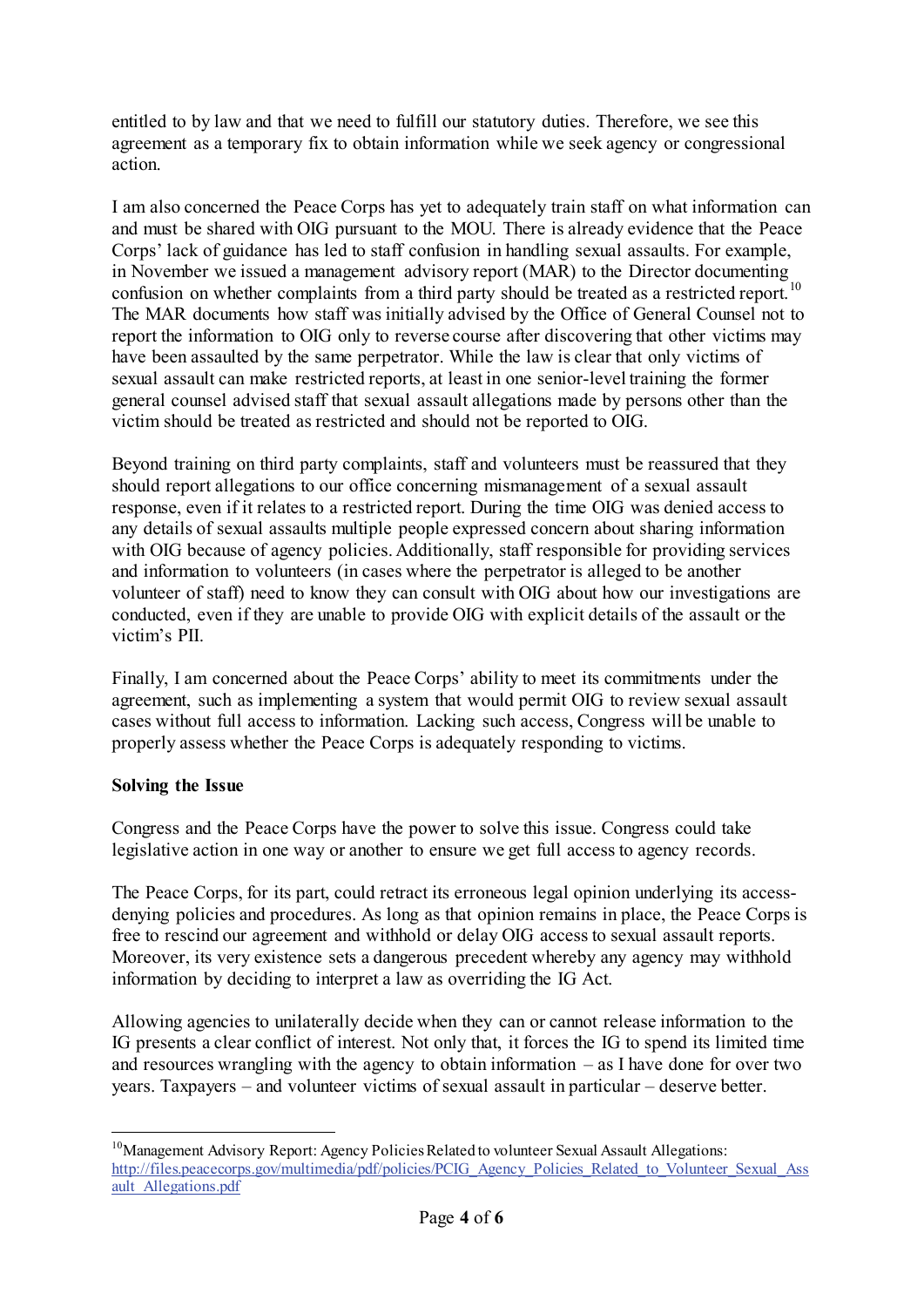entitled to by law and that we need to fulfill our statutory duties. Therefore, we see this agreement as a temporary fix to obtain information while we seek agency or congressional action.

I am also concerned the Peace Corps has yet to adequately train staff on what information can and must be shared with OIG pursuant to the MOU. There is already evidence that the Peace Corps' lack of guidance has led to staff confusion in handling sexual assaults. For example, in November we issued a management advisory report (MAR) to the Director documenting confusion on whether complaints from a third party should be treated as a restricted report.[10] The MAR documents how staff was initially advised by the Office of General Counsel not to report the information to OIG only to reverse course after discovering that other victims may have been assaulted by the same perpetrator. While the law is clear that only victims of sexual assault can make restricted reports, at least in one senior-level training the former general counsel advised staff that sexual assault allegations made by persons other than the victim should be treated as restricted and should not be reported to OIG.

Beyond training on third party complaints, staff and volunteers must be reassured that they should report allegations to our office concerning mismanagement of a sexual assault response, even if it relates to a restricted report. During the time OIG was denied access to any details of sexual assaults multiple people expressed concern about sharing information with OIG because of agency policies. Additionally, staff responsible for providing services and information to volunteers (in cases where the perpetrator is alleged to be another volunteer of staff) need to know they can consult with OIG about how our investigations are conducted, even if they are unable to provide OIG with explicit details of the assault or the victim's PII.

Finally, I am concerned about the Peace Corps' ability to meet its commitments under the agreement, such as implementing a system that would permit OIG to review sexual assault cases without full access to information. Lacking such access, Congress will be unable to properly assess whether the Peace Corps is adequately responding to victims.

**Solving the Issue**

Congress and the Peace Corps have the power to solve this issue. Congress could take legislative action in one way or another to ensure we get full access to agency records.

The Peace Corps, for its part, could retract its erroneous legal opinion underlying its access-denying policies and procedures. As long as that opinion remains in place, the Peace Corps is free to rescind our agreement and withhold or delay OIG access to sexual assault reports. Moreover, its very existence sets a dangerous precedent whereby any agency may withhold information by deciding to interpret a law as overriding the IG Act.

Allowing agencies to unilaterally decide when they can or cannot release information to the IG presents a clear conflict of interest. Not only that, it forces the IG to spend its limited time and resources wrangling with the agency to obtain information – as I have done for over two years. Taxpayers – and volunteer victims of sexual assault in particular – deserve better.

---

[10] Management Advisory Report: Agency Policies Related to volunteer Sexual Assault Allegations: http://files.peacecorps.gov/multimedia/pdf/policies/PCIG_Agency_Policies_Related_to_Volunteer_Sexual_Assault_Allegations.pdf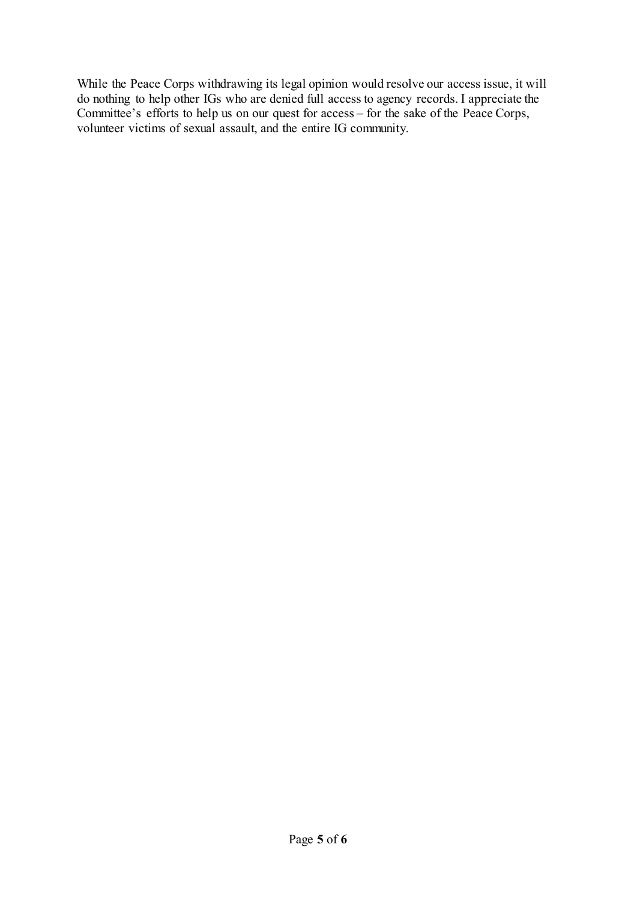While the Peace Corps withdrawing its legal opinion would resolve our access issue, it will do nothing to help other IGs who are denied full access to agency records. I appreciate the Committee's efforts to help us on our quest for access – for the sake of the Peace Corps, volunteer victims of sexual assault, and the entire IG community.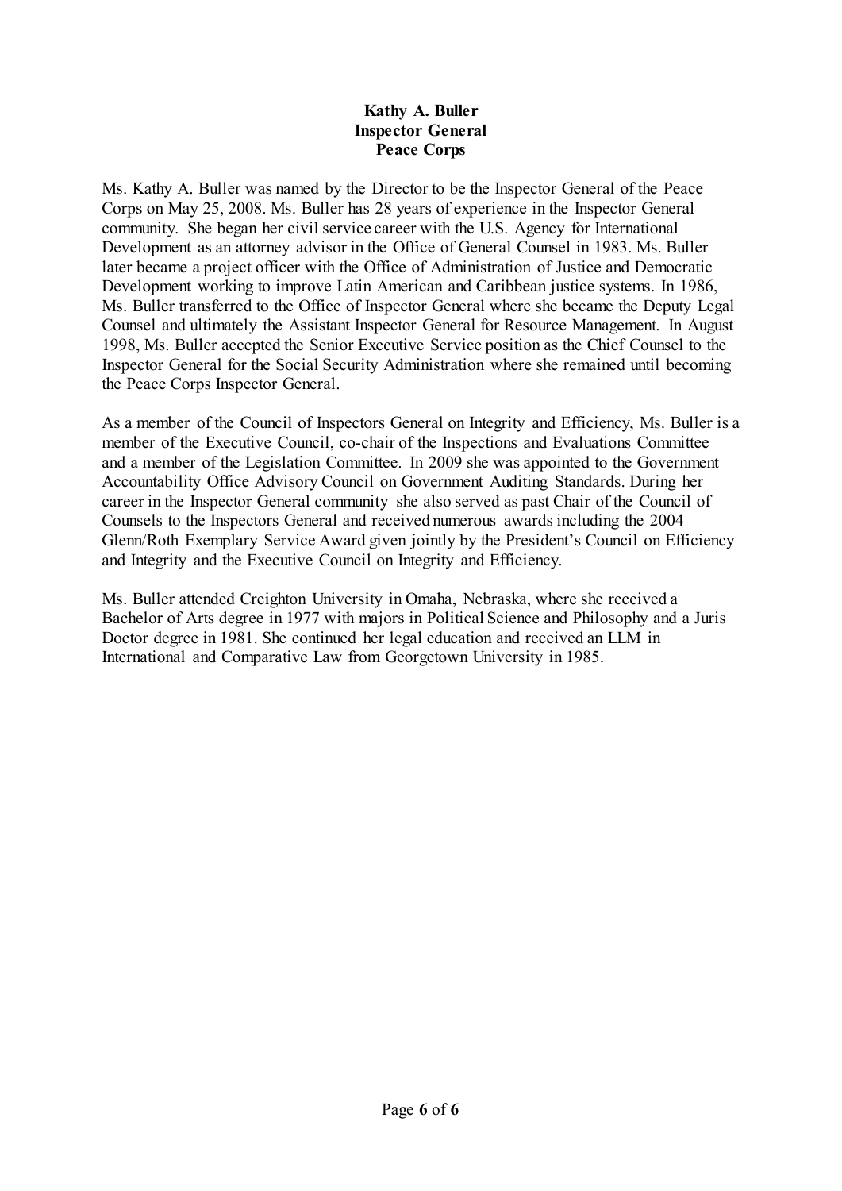**Kathy A. Buller**
**Inspector General**
**Peace Corps**

Ms. Kathy A. Buller was named by the Director to be the Inspector General of the Peace Corps on May 25, 2008. Ms. Buller has 28 years of experience in the Inspector General community. She began her civil service career with the U.S. Agency for International Development as an attorney advisor in the Office of General Counsel in 1983. Ms. Buller later became a project officer with the Office of Administration of Justice and Democratic Development working to improve Latin American and Caribbean justice systems. In 1986, Ms. Buller transferred to the Office of Inspector General where she became the Deputy Legal Counsel and ultimately the Assistant Inspector General for Resource Management. In August 1998, Ms. Buller accepted the Senior Executive Service position as the Chief Counsel to the Inspector General for the Social Security Administration where she remained until becoming the Peace Corps Inspector General.

As a member of the Council of Inspectors General on Integrity and Efficiency, Ms. Buller is a member of the Executive Council, co-chair of the Inspections and Evaluations Committee and a member of the Legislation Committee. In 2009 she was appointed to the Government Accountability Office Advisory Council on Government Auditing Standards. During her career in the Inspector General community she also served as past Chair of the Council of Counsels to the Inspectors General and received numerous awards including the 2004 Glenn/Roth Exemplary Service Award given jointly by the President's Council on Efficiency and Integrity and the Executive Council on Integrity and Efficiency.

Ms. Buller attended Creighton University in Omaha, Nebraska, where she received a Bachelor of Arts degree in 1977 with majors in Political Science and Philosophy and a Juris Doctor degree in 1981. She continued her legal education and received an LLM in International and Comparative Law from Georgetown University in 1985.